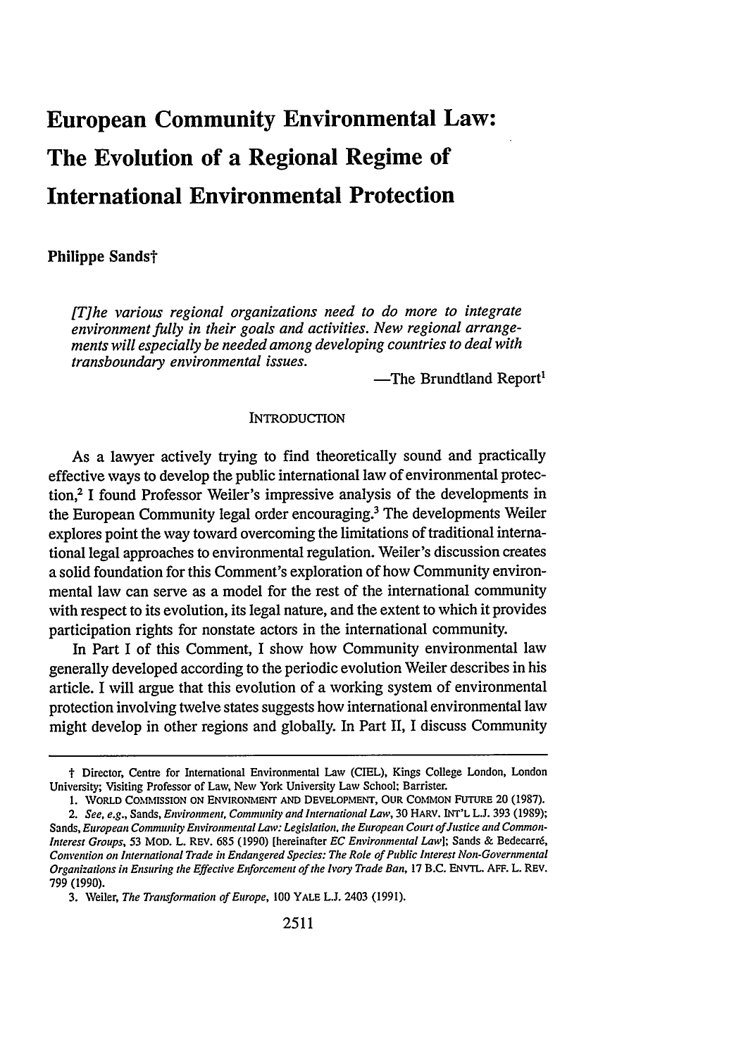# European Community Environmental Law: The Evolution of a Regional Regime of International Environmental Protection

**Philippe Sands†**

> *[T]he various regional organizations need to do more to integrate environment fully in their goals and activities. New regional arrangements will especially be needed among developing countries to deal with transboundary environmental issues.*
>
> —The Brundtland Report[1]

## INTRODUCTION

As a lawyer actively trying to find theoretically sound and practically effective ways to develop the public international law of environmental protection,[2] I found Professor Weiler's impressive analysis of the developments in the European Community legal order encouraging.[3] The developments Weiler explores point the way toward overcoming the limitations of traditional international legal approaches to environmental regulation. Weiler's discussion creates a solid foundation for this Comment's exploration of how Community environmental law can serve as a model for the rest of the international community with respect to its evolution, its legal nature, and the extent to which it provides participation rights for nonstate actors in the international community.

In Part I of this Comment, I show how Community environmental law generally developed according to the periodic evolution Weiler describes in his article. I will argue that this evolution of a working system of environmental protection involving twelve states suggests how international environmental law might develop in other regions and globally. In Part II, I discuss Community

---

† Director, Centre for International Environmental Law (CIEL), Kings College London, London University; Visiting Professor of Law, New York University Law School; Barrister.

1. WORLD COMMISSION ON ENVIRONMENT AND DEVELOPMENT, OUR COMMON FUTURE 20 (1987).

2. *See, e.g.*, Sands, *Environment, Community and International Law*, 30 HARV. INT'L L.J. 393 (1989); Sands, *European Community Environmental Law: Legislation, the European Court of Justice and Common-Interest Groups*, 53 MOD. L. REV. 685 (1990) [hereinafter *EC Environmental Law*]; Sands & Bedecarré, *Convention on International Trade in Endangered Species: The Role of Public Interest Non-Governmental Organizations in Ensuring the Effective Enforcement of the Ivory Trade Ban*, 17 B.C. ENVTL. AFF. L. REV. 799 (1990).

3. Weiler, *The Transformation of Europe*, 100 YALE L.J. 2403 (1991).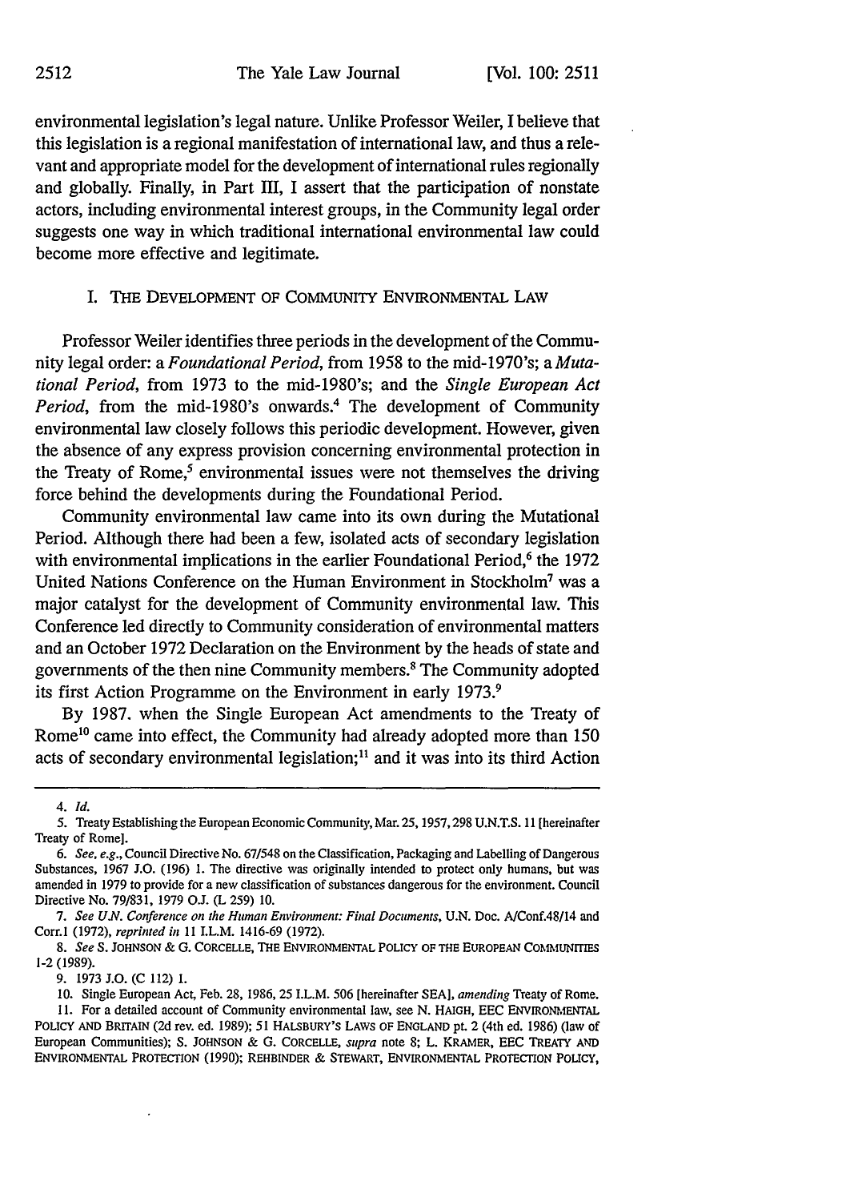environmental legislation's legal nature. Unlike Professor Weiler, I believe that this legislation is a regional manifestation of international law, and thus a relevant and appropriate model for the development of international rules regionally and globally. Finally, in Part III, I assert that the participation of nonstate actors, including environmental interest groups, in the Community legal order suggests one way in which traditional international environmental law could become more effective and legitimate.

## I. THE DEVELOPMENT OF COMMUNITY ENVIRONMENTAL LAW

Professor Weiler identifies three periods in the development of the Community legal order: a *Foundational Period*, from 1958 to the mid-1970's; a *Mutational Period*, from 1973 to the mid-1980's; and the *Single European Act Period*, from the mid-1980's onwards.[4] The development of Community environmental law closely follows this periodic development. However, given the absence of any express provision concerning environmental protection in the Treaty of Rome,[5] environmental issues were not themselves the driving force behind the developments during the Foundational Period.

Community environmental law came into its own during the Mutational Period. Although there had been a few, isolated acts of secondary legislation with environmental implications in the earlier Foundational Period,[6] the 1972 United Nations Conference on the Human Environment in Stockholm[7] was a major catalyst for the development of Community environmental law. This Conference led directly to Community consideration of environmental matters and an October 1972 Declaration on the Environment by the heads of state and governments of the then nine Community members.[8] The Community adopted its first Action Programme on the Environment in early 1973.[9]

By 1987, when the Single European Act amendments to the Treaty of Rome[10] came into effect, the Community had already adopted more than 150 acts of secondary environmental legislation;[11] and it was into its third Action

---

4. *Id.*

5. Treaty Establishing the European Economic Community, Mar. 25, 1957, 298 U.N.T.S. 11 [hereinafter Treaty of Rome].

6. *See, e.g.*, Council Directive No. 67/548 on the Classification, Packaging and Labelling of Dangerous Substances, 1967 J.O. (196) 1. The directive was originally intended to protect only humans, but was amended in 1979 to provide for a new classification of substances dangerous for the environment. Council Directive No. 79/831, 1979 O.J. (L 259) 10.

7. *See U.N. Conference on the Human Environment: Final Documents*, U.N. Doc. A/Conf.48/14 and Corr.1 (1972), *reprinted in* 11 I.L.M. 1416-69 (1972).

8. *See* S. JOHNSON & G. CORCELLE, THE ENVIRONMENTAL POLICY OF THE EUROPEAN COMMUNITIES 1-2 (1989).

9. 1973 J.O. (C 112) 1.

10. Single European Act, Feb. 28, 1986, 25 I.L.M. 506 [hereinafter SEA], *amending* Treaty of Rome.

11. For a detailed account of Community environmental law, see N. HAIGH, EEC ENVIRONMENTAL POLICY AND BRITAIN (2d rev. ed. 1989); 51 HALSBURY'S LAWS OF ENGLAND pt. 2 (4th ed. 1986) (law of European Communities); S. JOHNSON & G. CORCELLE, *supra* note 8; L. KRAMER, EEC TREATY AND ENVIRONMENTAL PROTECTION (1990); REHBINDER & STEWART, ENVIRONMENTAL PROTECTION POLICY,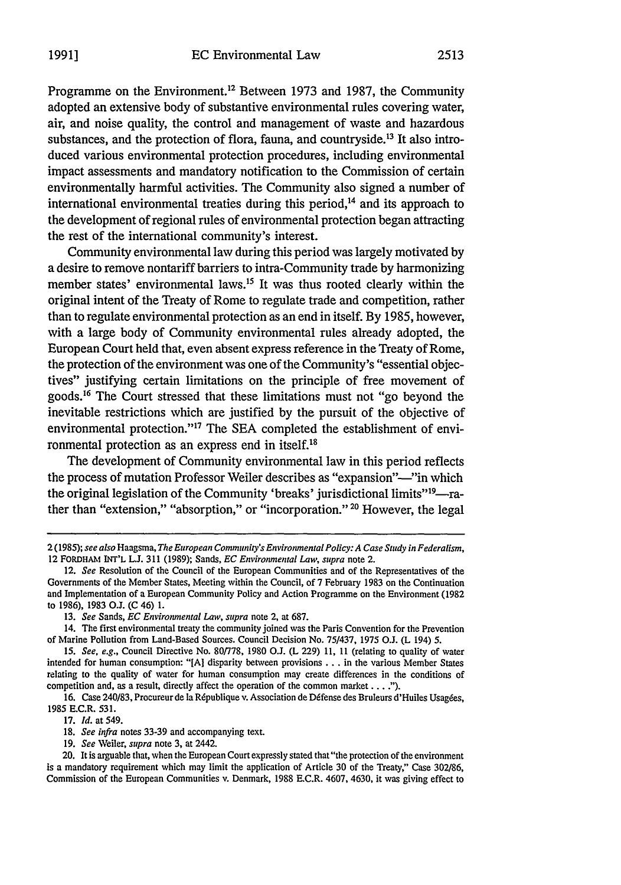Programme on the Environment.[12] Between 1973 and 1987, the Community adopted an extensive body of substantive environmental rules covering water, air, and noise quality, the control and management of waste and hazardous substances, and the protection of flora, fauna, and countryside.[13] It also introduced various environmental protection procedures, including environmental impact assessments and mandatory notification to the Commission of certain environmentally harmful activities. The Community also signed a number of international environmental treaties during this period,[14] and its approach to the development of regional rules of environmental protection began attracting the rest of the international community's interest.

Community environmental law during this period was largely motivated by a desire to remove nontariff barriers to intra-Community trade by harmonizing member states' environmental laws.[15] It was thus rooted clearly within the original intent of the Treaty of Rome to regulate trade and competition, rather than to regulate environmental protection as an end in itself. By 1985, however, with a large body of Community environmental rules already adopted, the European Court held that, even absent express reference in the Treaty of Rome, the protection of the environment was one of the Community's "essential objectives" justifying certain limitations on the principle of free movement of goods.[16] The Court stressed that these limitations must not "go beyond the inevitable restrictions which are justified by the pursuit of the objective of environmental protection."[17] The SEA completed the establishment of environmental protection as an express end in itself.[18]

The development of Community environmental law in this period reflects the process of mutation Professor Weiler describes as "expansion"—"in which the original legislation of the Community 'breaks' jurisdictional limits"[19]—rather than "extension," "absorption," or "incorporation."[20] However, the legal

---

2 (1985); *see also* Haagsma, *The European Community's Environmental Policy: A Case Study in Federalism*, 12 FORDHAM INT'L L.J. 311 (1989); Sands, *EC Environmental Law*, *supra* note 2.

12. *See* Resolution of the Council of the European Communities and of the Representatives of the Governments of the Member States, Meeting within the Council, of 7 February 1983 on the Continuation and Implementation of a European Community Policy and Action Programme on the Environment (1982 to 1986), 1983 O.J. (C 46) 1.

13. *See* Sands, *EC Environmental Law*, *supra* note 2, at 687.

14. The first environmental treaty the community joined was the Paris Convention for the Prevention of Marine Pollution from Land-Based Sources. Council Decision No. 75/437, 1975 O.J. (L 194) 5.

15. *See, e.g.*, Council Directive No. 80/778, 1980 O.J. (L 229) 11, 11 (relating to quality of water intended for human consumption: "[A] disparity between provisions . . . in the various Member States relating to the quality of water for human consumption may create differences in the conditions of competition and, as a result, directly affect the operation of the common market . . . .").

16. Case 240/83, Procureur de la République v. Association de Défense des Bruleurs d'Huiles Usagées, 1985 E.C.R. 531.

17. *Id.* at 549.

18. *See infra* notes 33-39 and accompanying text.

19. *See* Weiler, *supra* note 3, at 2442.

20. It is arguable that, when the European Court expressly stated that "the protection of the environment is a mandatory requirement which may limit the application of Article 30 of the Treaty," Case 302/86, Commission of the European Communities v. Denmark, 1988 E.C.R. 4607, 4630, it was giving effect to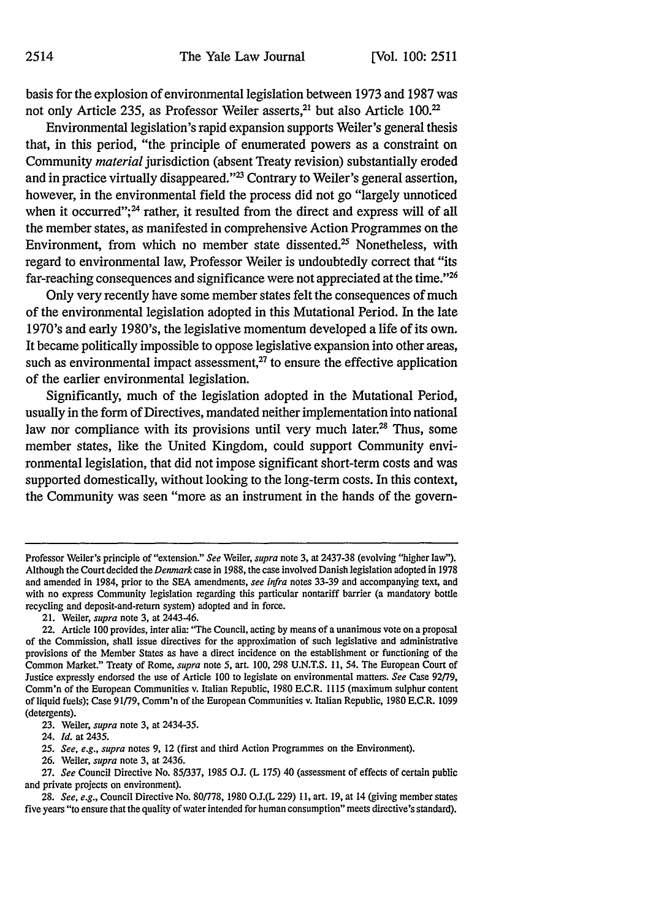basis for the explosion of environmental legislation between 1973 and 1987 was not only Article 235, as Professor Weiler asserts,[21] but also Article 100.[22]

Environmental legislation's rapid expansion supports Weiler's general thesis that, in this period, "the principle of enumerated powers as a constraint on Community *material* jurisdiction (absent Treaty revision) substantially eroded and in practice virtually disappeared."[23] Contrary to Weiler's general assertion, however, in the environmental field the process did not go "largely unnoticed when it occurred";[24] rather, it resulted from the direct and express will of all the member states, as manifested in comprehensive Action Programmes on the Environment, from which no member state dissented.[25] Nonetheless, with regard to environmental law, Professor Weiler is undoubtedly correct that "its far-reaching consequences and significance were not appreciated at the time."[26]

Only very recently have some member states felt the consequences of much of the environmental legislation adopted in this Mutational Period. In the late 1970's and early 1980's, the legislative momentum developed a life of its own. It became politically impossible to oppose legislative expansion into other areas, such as environmental impact assessment,[27] to ensure the effective application of the earlier environmental legislation.

Significantly, much of the legislation adopted in the Mutational Period, usually in the form of Directives, mandated neither implementation into national law nor compliance with its provisions until very much later.[28] Thus, some member states, like the United Kingdom, could support Community environmental legislation, that did not impose significant short-term costs and was supported domestically, without looking to the long-term costs. In this context, the Community was seen "more as an instrument in the hands of the govern-

---

Professor Weiler's principle of "extension." *See* Weiler, *supra* note 3, at 2437-38 (evolving "higher law"). Although the Court decided the *Denmark* case in 1988, the case involved Danish legislation adopted in 1978 and amended in 1984, prior to the SEA amendments, *see infra* notes 33-39 and accompanying text, and with no express Community legislation regarding this particular nontariff barrier (a mandatory bottle recycling and deposit-and-return system) adopted and in force.

21. Weiler, *supra* note 3, at 2443-46.

22. Article 100 provides, inter alia: "The Council, acting by means of a unanimous vote on a proposal of the Commission, shall issue directives for the approximation of such legislative and administrative provisions of the Member States as have a direct incidence on the establishment or functioning of the Common Market." Treaty of Rome, *supra* note 5, art. 100, 298 U.N.T.S. 11, 54. The European Court of Justice expressly endorsed the use of Article 100 to legislate on environmental matters. *See* Case 92/79, Comm'n of the European Communities v. Italian Republic, 1980 E.C.R. 1115 (maximum sulphur content of liquid fuels); Case 91/79, Comm'n of the European Communities v. Italian Republic, 1980 E.C.R. 1099 (detergents).

23. Weiler, *supra* note 3, at 2434-35.

24. *Id.* at 2435.

25. *See, e.g.*, *supra* notes 9, 12 (first and third Action Programmes on the Environment).

26. Weiler, *supra* note 3, at 2436.

27. *See* Council Directive No. 85/337, 1985 O.J. (L 175) 40 (assessment of effects of certain public and private projects on environment).

28. *See, e.g.*, Council Directive No. 80/778, 1980 O.J.(L 229) 11, art. 19, at 14 (giving member states five years "to ensure that the quality of water intended for human consumption" meets directive's standard).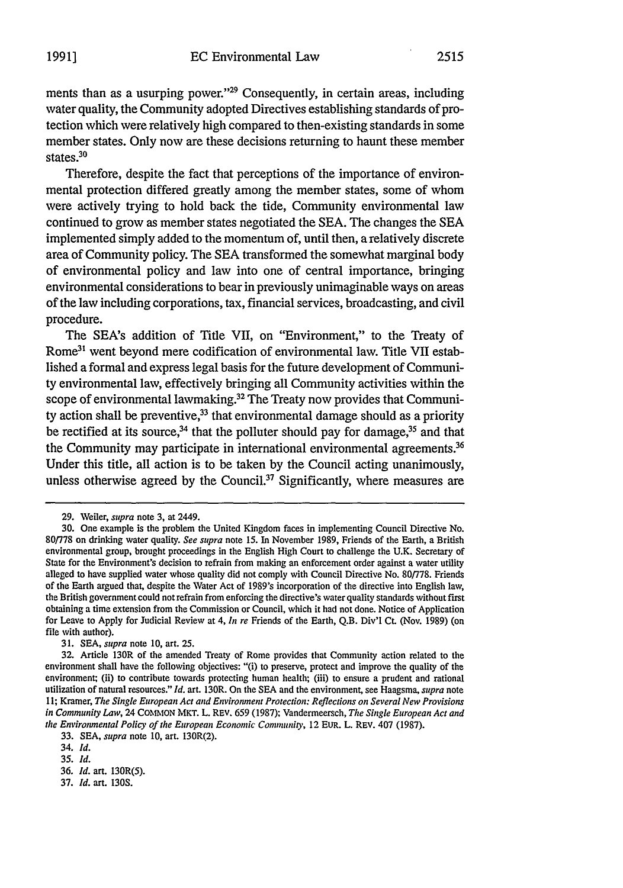ments than as a usurping power."[29] Consequently, in certain areas, including water quality, the Community adopted Directives establishing standards of protection which were relatively high compared to then-existing standards in some member states. Only now are these decisions returning to haunt these member states.[30]

Therefore, despite the fact that perceptions of the importance of environmental protection differed greatly among the member states, some of whom were actively trying to hold back the tide, Community environmental law continued to grow as member states negotiated the SEA. The changes the SEA implemented simply added to the momentum of, until then, a relatively discrete area of Community policy. The SEA transformed the somewhat marginal body of environmental policy and law into one of central importance, bringing environmental considerations to bear in previously unimaginable ways on areas of the law including corporations, tax, financial services, broadcasting, and civil procedure.

The SEA's addition of Title VII, on "Environment," to the Treaty of Rome[31] went beyond mere codification of environmental law. Title VII established a formal and express legal basis for the future development of Community environmental law, effectively bringing all Community activities within the scope of environmental lawmaking.[32] The Treaty now provides that Community action shall be preventive,[33] that environmental damage should as a priority be rectified at its source,[34] that the polluter should pay for damage,[35] and that the Community may participate in international environmental agreements.[36] Under this title, all action is to be taken by the Council acting unanimously, unless otherwise agreed by the Council.[37] Significantly, where measures are

---

29. Weiler, *supra* note 3, at 2449.

30. One example is the problem the United Kingdom faces in implementing Council Directive No. 80/778 on drinking water quality. *See supra* note 15. In November 1989, Friends of the Earth, a British environmental group, brought proceedings in the English High Court to challenge the U.K. Secretary of State for the Environment's decision to refrain from making an enforcement order against a water utility alleged to have supplied water whose quality did not comply with Council Directive No. 80/778. Friends of the Earth argued that, despite the Water Act of 1989's incorporation of the directive into English law, the British government could not refrain from enforcing the directive's water quality standards without first obtaining a time extension from the Commission or Council, which it had not done. Notice of Application for Leave to Apply for Judicial Review at 4, *In re* Friends of the Earth, Q.B. Div'l Ct. (Nov. 1989) (on file with author).

31. SEA, *supra* note 10, art. 25.

32. Article 130R of the amended Treaty of Rome provides that Community action related to the environment shall have the following objectives: "(i) to preserve, protect and improve the quality of the environment; (ii) to contribute towards protecting human health; (iii) to ensure a prudent and rational utilization of natural resources." *Id.* art. 130R. On the SEA and the environment, see Haagsma, *supra* note 11; Kramer, *The Single European Act and Environment Protection: Reflections on Several New Provisions in Community Law*, 24 COMMON MKT. L. REV. 659 (1987); Vandermeersch, *The Single European Act and the Environmental Policy of the European Economic Community*, 12 EUR. L. REV. 407 (1987).

33. SEA, *supra* note 10, art. 130R(2).

34. *Id.*

35. *Id.*

36. *Id.* art. 130R(5).

37. *Id.* art. 130S.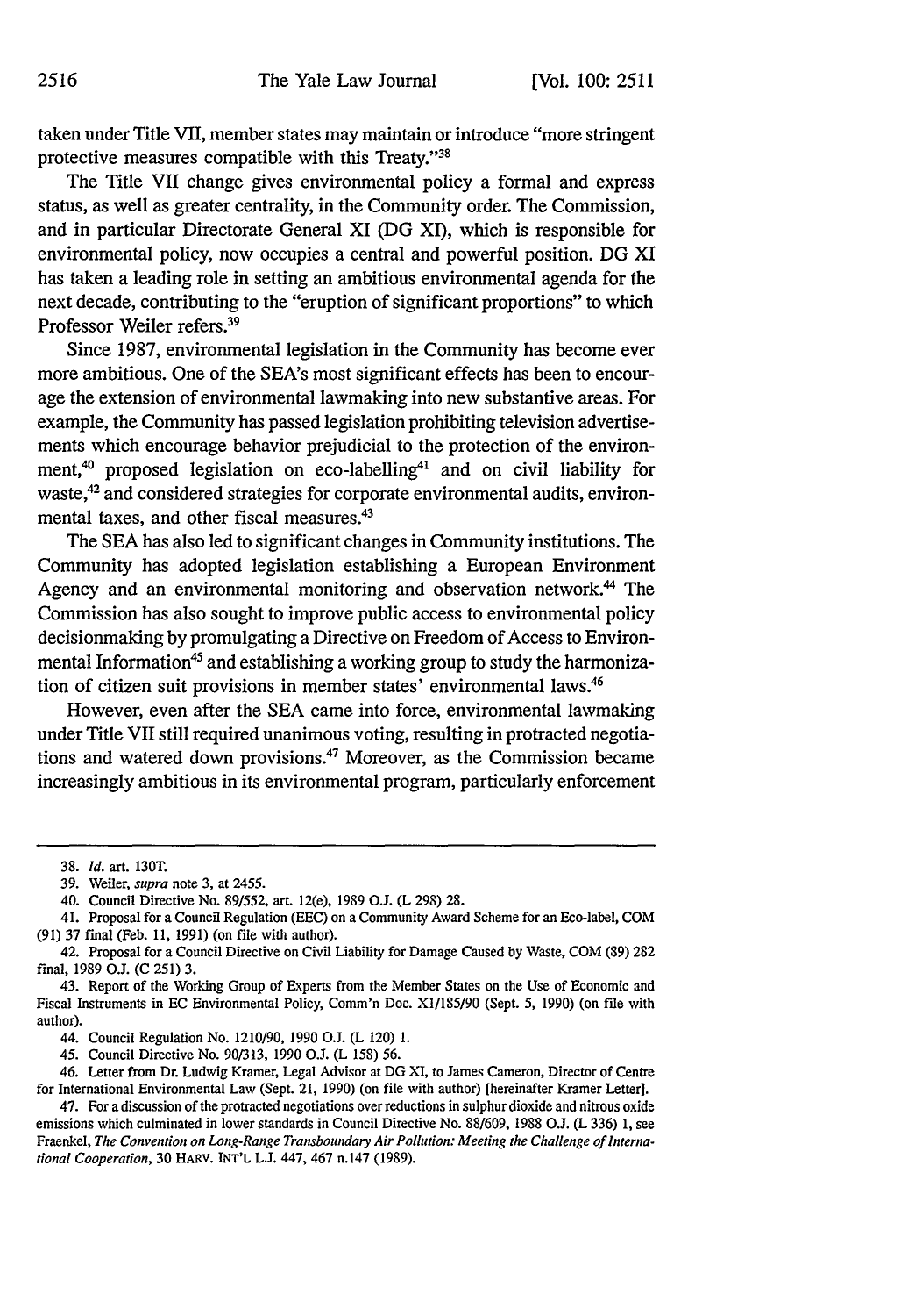taken under Title VII, member states may maintain or introduce "more stringent protective measures compatible with this Treaty."[38]

The Title VII change gives environmental policy a formal and express status, as well as greater centrality, in the Community order. The Commission, and in particular Directorate General XI (DG XI), which is responsible for environmental policy, now occupies a central and powerful position. DG XI has taken a leading role in setting an ambitious environmental agenda for the next decade, contributing to the "eruption of significant proportions" to which Professor Weiler refers.[39]

Since 1987, environmental legislation in the Community has become ever more ambitious. One of the SEA's most significant effects has been to encourage the extension of environmental lawmaking into new substantive areas. For example, the Community has passed legislation prohibiting television advertisements which encourage behavior prejudicial to the protection of the environment,[40] proposed legislation on eco-labelling[41] and on civil liability for waste,[42] and considered strategies for corporate environmental audits, environmental taxes, and other fiscal measures.[43]

The SEA has also led to significant changes in Community institutions. The Community has adopted legislation establishing a European Environment Agency and an environmental monitoring and observation network.[44] The Commission has also sought to improve public access to environmental policy decisionmaking by promulgating a Directive on Freedom of Access to Environmental Information[45] and establishing a working group to study the harmonization of citizen suit provisions in member states' environmental laws.[46]

However, even after the SEA came into force, environmental lawmaking under Title VII still required unanimous voting, resulting in protracted negotiations and watered down provisions.[47] Moreover, as the Commission became increasingly ambitious in its environmental program, particularly enforcement

---

38. *Id.* art. 130T.

39. Weiler, *supra* note 3, at 2455.

40. Council Directive No. 89/552, art. 12(e), 1989 O.J. (L 298) 28.

41. Proposal for a Council Regulation (EEC) on a Community Award Scheme for an Eco-label, COM (91) 37 final (Feb. 11, 1991) (on file with author).

42. Proposal for a Council Directive on Civil Liability for Damage Caused by Waste, COM (89) 282 final, 1989 O.J. (C 251) 3.

43. Report of the Working Group of Experts from the Member States on the Use of Economic and Fiscal Instruments in EC Environmental Policy, Comm'n Doc. XI/185/90 (Sept. 5, 1990) (on file with author).

44. Council Regulation No. 1210/90, 1990 O.J. (L 120) 1.

45. Council Directive No. 90/313, 1990 O.J. (L 158) 56.

46. Letter from Dr. Ludwig Kramer, Legal Advisor at DG XI, to James Cameron, Director of Centre for International Environmental Law (Sept. 21, 1990) (on file with author) [hereinafter Kramer Letter].

47. For a discussion of the protracted negotiations over reductions in sulphur dioxide and nitrous oxide emissions which culminated in lower standards in Council Directive No. 88/609, 1988 O.J. (L 336) 1, see Fraenkel, *The Convention on Long-Range Transboundary Air Pollution: Meeting the Challenge of International Cooperation*, 30 HARV. INT'L L.J. 447, 467 n.147 (1989).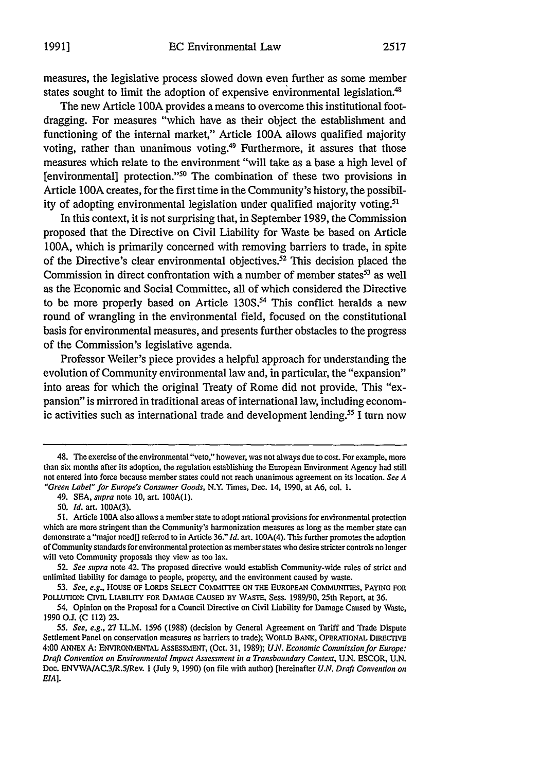measures, the legislative process slowed down even further as some member states sought to limit the adoption of expensive environmental legislation.[48]

The new Article 100A provides a means to overcome this institutional foot-dragging. For measures "which have as their object the establishment and functioning of the internal market," Article 100A allows qualified majority voting, rather than unanimous voting.[49] Furthermore, it assures that those measures which relate to the environment "will take as a base a high level of [environmental] protection."[50] The combination of these two provisions in Article 100A creates, for the first time in the Community's history, the possibility of adopting environmental legislation under qualified majority voting.[51]

In this context, it is not surprising that, in September 1989, the Commission proposed that the Directive on Civil Liability for Waste be based on Article 100A, which is primarily concerned with removing barriers to trade, in spite of the Directive's clear environmental objectives.[52] This decision placed the Commission in direct confrontation with a number of member states[53] as well as the Economic and Social Committee, all of which considered the Directive to be more properly based on Article 130S.[54] This conflict heralds a new round of wrangling in the environmental field, focused on the constitutional basis for environmental measures, and presents further obstacles to the progress of the Commission's legislative agenda.

Professor Weiler's piece provides a helpful approach for understanding the evolution of Community environmental law and, in particular, the "expansion" into areas for which the original Treaty of Rome did not provide. This "expansion" is mirrored in traditional areas of international law, including economic activities such as international trade and development lending.[55] I turn now

---

48. The exercise of the environmental "veto," however, was not always due to cost. For example, more than six months after its adoption, the regulation establishing the European Environment Agency had still not entered into force because member states could not reach unanimous agreement on its location. *See A "Green Label" for Europe's Consumer Goods*, N.Y. Times, Dec. 14, 1990, at A6, col. 1.

49. SEA, *supra* note 10, art. 100A(1).

50. *Id.* art. 100A(3).

51. Article 100A also allows a member state to adopt national provisions for environmental protection which are more stringent than the Community's harmonization measures as long as the member state can demonstrate a "major need[] referred to in Article 36." *Id.* art. 100A(4). This further promotes the adoption of Community standards for environmental protection as member states who desire stricter controls no longer will veto Community proposals they view as too lax.

52. *See supra* note 42. The proposed directive would establish Community-wide rules of strict and unlimited liability for damage to people, property, and the environment caused by waste.

53. *See, e.g.*, HOUSE OF LORDS SELECT COMMITTEE ON THE EUROPEAN COMMUNITIES, PAYING FOR POLLUTION: CIVIL LIABILITY FOR DAMAGE CAUSED BY WASTE, Sess. 1989/90, 25th Report, at 36.

54. Opinion on the Proposal for a Council Directive on Civil Liability for Damage Caused by Waste, 1990 O.J. (C 112) 23.

55. *See, e.g.*, 27 I.L.M. 1596 (1988) (decision by General Agreement on Tariff and Trade Dispute Settlement Panel on conservation measures as barriers to trade); WORLD BANK, OPERATIONAL DIRECTIVE 4:00 ANNEX A: ENVIRONMENTAL ASSESSMENT, (Oct. 31, 1989); *U.N. Economic Commission for Europe: Draft Convention on Environmental Impact Assessment in a Transboundary Context*, U.N. ESCOR, U.N. Doc. ENVWA/AC.3/R.5/Rev. 1 (July 9, 1990) (on file with author) [hereinafter *U.N. Draft Convention on EIA*].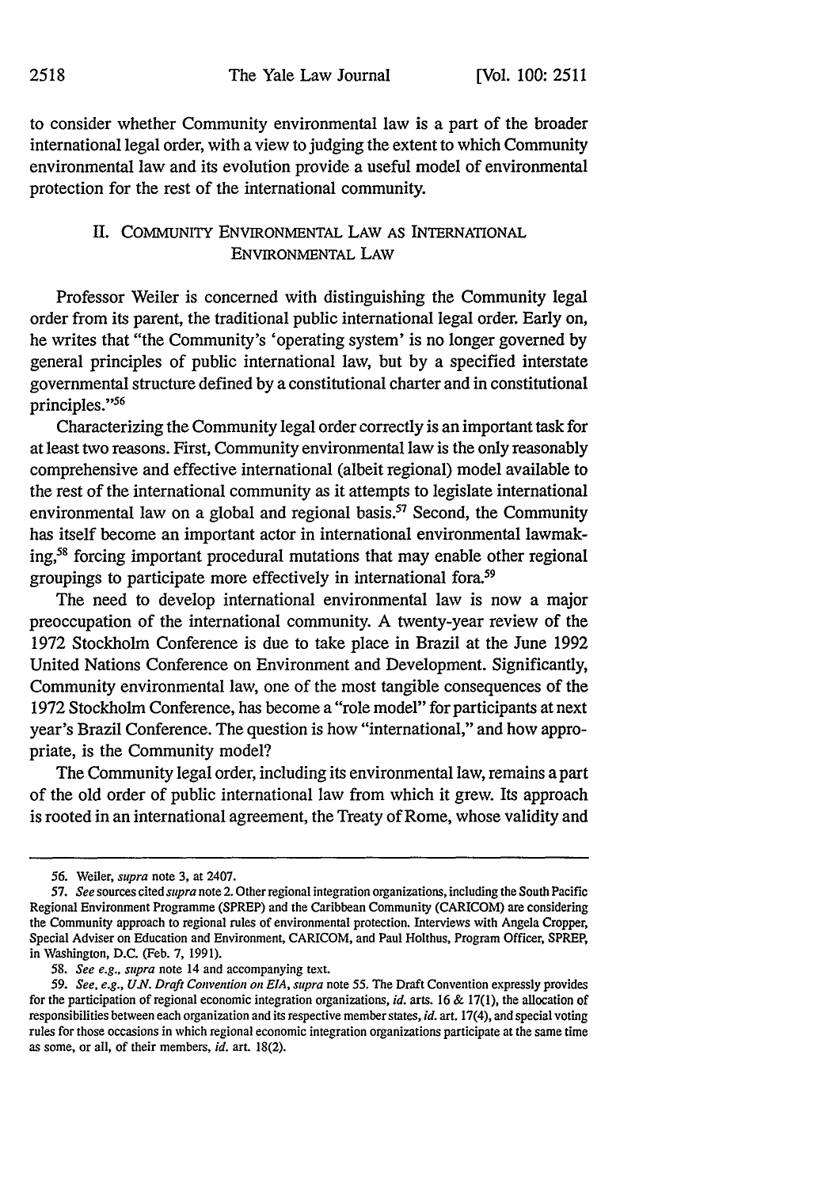to consider whether Community environmental law is a part of the broader international legal order, with a view to judging the extent to which Community environmental law and its evolution provide a useful model of environmental protection for the rest of the international community.

## II. COMMUNITY ENVIRONMENTAL LAW AS INTERNATIONAL ENVIRONMENTAL LAW

Professor Weiler is concerned with distinguishing the Community legal order from its parent, the traditional public international legal order. Early on, he writes that "the Community's 'operating system' is no longer governed by general principles of public international law, but by a specified interstate governmental structure defined by a constitutional charter and in constitutional principles."[56]

Characterizing the Community legal order correctly is an important task for at least two reasons. First, Community environmental law is the only reasonably comprehensive and effective international (albeit regional) model available to the rest of the international community as it attempts to legislate international environmental law on a global and regional basis.[57] Second, the Community has itself become an important actor in international environmental lawmaking,[58] forcing important procedural mutations that may enable other regional groupings to participate more effectively in international fora.[59]

The need to develop international environmental law is now a major preoccupation of the international community. A twenty-year review of the 1972 Stockholm Conference is due to take place in Brazil at the June 1992 United Nations Conference on Environment and Development. Significantly, Community environmental law, one of the most tangible consequences of the 1972 Stockholm Conference, has become a "role model" for participants at next year's Brazil Conference. The question is how "international," and how appropriate, is the Community model?

The Community legal order, including its environmental law, remains a part of the old order of public international law from which it grew. Its approach is rooted in an international agreement, the Treaty of Rome, whose validity and

---

56. Weiler, *supra* note 3, at 2407.

57. *See* sources cited *supra* note 2. Other regional integration organizations, including the South Pacific Regional Environment Programme (SPREP) and the Caribbean Community (CARICOM) are considering the Community approach to regional rules of environmental protection. Interviews with Angela Cropper, Special Adviser on Education and Environment, CARICOM, and Paul Holthus, Program Officer, SPREP, in Washington, D.C. (Feb. 7, 1991).

58. *See e.g., supra* note 14 and accompanying text.

59. *See, e.g., U.N. Draft Convention on EIA, supra* note 55. The Draft Convention expressly provides for the participation of regional economic integration organizations, *id.* arts. 16 & 17(1), the allocation of responsibilities between each organization and its respective member states, *id.* art. 17(4), and special voting rules for those occasions in which regional economic integration organizations participate at the same time as some, or all, of their members, *id.* art. 18(2).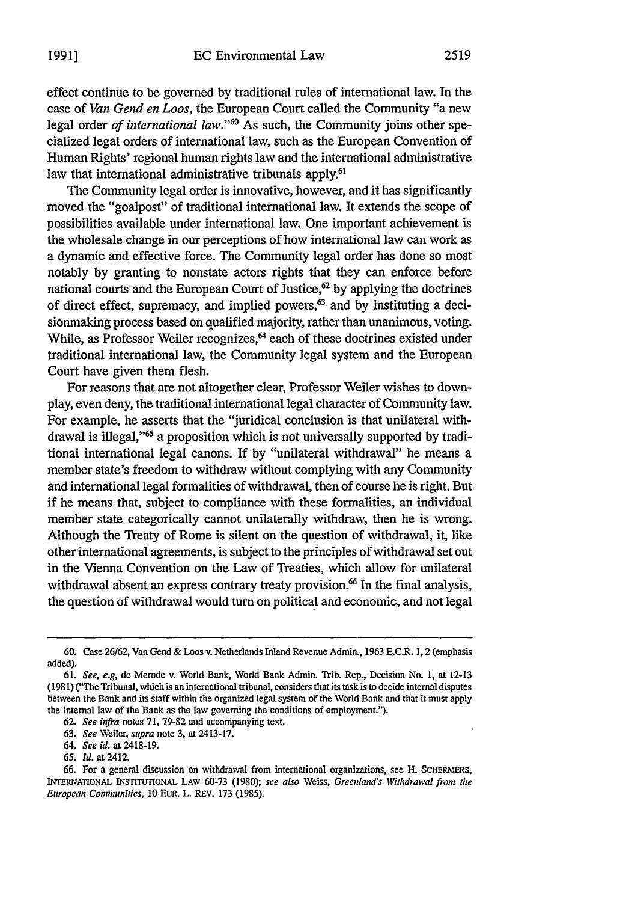effect continue to be governed by traditional rules of international law. In the case of *Van Gend en Loos*, the European Court called the Community "a new legal order *of international law*."[60] As such, the Community joins other specialized legal orders of international law, such as the European Convention of Human Rights' regional human rights law and the international administrative law that international administrative tribunals apply.[61]

The Community legal order is innovative, however, and it has significantly moved the "goalpost" of traditional international law. It extends the scope of possibilities available under international law. One important achievement is the wholesale change in our perceptions of how international law can work as a dynamic and effective force. The Community legal order has done so most notably by granting to nonstate actors rights that they can enforce before national courts and the European Court of Justice,[62] by applying the doctrines of direct effect, supremacy, and implied powers,[63] and by instituting a decisionmaking process based on qualified majority, rather than unanimous, voting. While, as Professor Weiler recognizes,[64] each of these doctrines existed under traditional international law, the Community legal system and the European Court have given them flesh.

For reasons that are not altogether clear, Professor Weiler wishes to downplay, even deny, the traditional international legal character of Community law. For example, he asserts that the "juridical conclusion is that unilateral withdrawal is illegal,"[65] a proposition which is not universally supported by traditional international legal canons. If by "unilateral withdrawal" he means a member state's freedom to withdraw without complying with any Community and international legal formalities of withdrawal, then of course he is right. But if he means that, subject to compliance with these formalities, an individual member state categorically cannot unilaterally withdraw, then he is wrong. Although the Treaty of Rome is silent on the question of withdrawal, it, like other international agreements, is subject to the principles of withdrawal set out in the Vienna Convention on the Law of Treaties, which allow for unilateral withdrawal absent an express contrary treaty provision.[66] In the final analysis, the question of withdrawal would turn on political and economic, and not legal

---

60. Case 26/62, Van Gend & Loos v. Netherlands Inland Revenue Admin., 1963 E.C.R. 1, 2 (emphasis added).

61. *See, e.g*, de Merode v. World Bank, World Bank Admin. Trib. Rep., Decision No. 1, at 12-13 (1981) ("The Tribunal, which is an international tribunal, considers that its task is to decide internal disputes between the Bank and its staff within the organized legal system of the World Bank and that it must apply the internal law of the Bank as the law governing the conditions of employment.").

62. *See infra* notes 71, 79-82 and accompanying text.

63. *See* Weiler, *supra* note 3, at 2413-17.

64. *See id.* at 2418-19.

65. *Id.* at 2412.

66. For a general discussion on withdrawal from international organizations, see H. SCHERMERS, INTERNATIONAL INSTITUTIONAL LAW 60-73 (1980); *see also* Weiss, *Greenland's Withdrawal from the European Communities*, 10 EUR. L. REV. 173 (1985).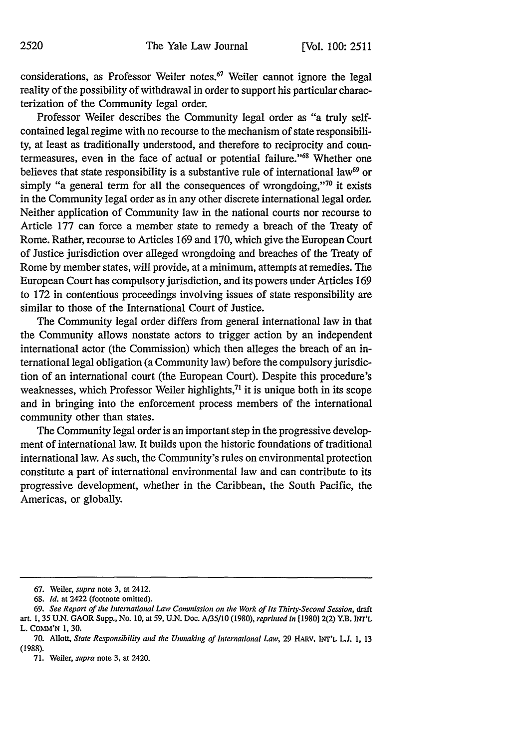considerations, as Professor Weiler notes.[67] Weiler cannot ignore the legal reality of the possibility of withdrawal in order to support his particular characterization of the Community legal order.

Professor Weiler describes the Community legal order as "a truly self-contained legal regime with no recourse to the mechanism of state responsibility, at least as traditionally understood, and therefore to reciprocity and countermeasures, even in the face of actual or potential failure."[68] Whether one believes that state responsibility is a substantive rule of international law[69] or simply "a general term for all the consequences of wrongdoing,"[70] it exists in the Community legal order as in any other discrete international legal order. Neither application of Community law in the national courts nor recourse to Article 177 can force a member state to remedy a breach of the Treaty of Rome. Rather, recourse to Articles 169 and 170, which give the European Court of Justice jurisdiction over alleged wrongdoing and breaches of the Treaty of Rome by member states, will provide, at a minimum, attempts at remedies. The European Court has compulsory jurisdiction, and its powers under Articles 169 to 172 in contentious proceedings involving issues of state responsibility are similar to those of the International Court of Justice.

The Community legal order differs from general international law in that the Community allows nonstate actors to trigger action by an independent international actor (the Commission) which then alleges the breach of an international legal obligation (a Community law) before the compulsory jurisdiction of an international court (the European Court). Despite this procedure's weaknesses, which Professor Weiler highlights,[71] it is unique both in its scope and in bringing into the enforcement process members of the international community other than states.

The Community legal order is an important step in the progressive development of international law. It builds upon the historic foundations of traditional international law. As such, the Community's rules on environmental protection constitute a part of international environmental law and can contribute to its progressive development, whether in the Caribbean, the South Pacific, the Americas, or globally.

---

67. Weiler, *supra* note 3, at 2412.

68. *Id.* at 2422 (footnote omitted).

69. *See Report of the International Law Commission on the Work of Its Thirty-Second Session*, draft art. 1, 35 U.N. GAOR Supp., No. 10, at 59, U.N. Doc. A/35/10 (1980), *reprinted in* [1980] 2(2) Y.B. INT'L L. COMM'N 1, 30.

70. Allott, *State Responsibility and the Unmaking of International Law*, 29 HARV. INT'L L.J. 1, 13 (1988).

71. Weiler, *supra* note 3, at 2420.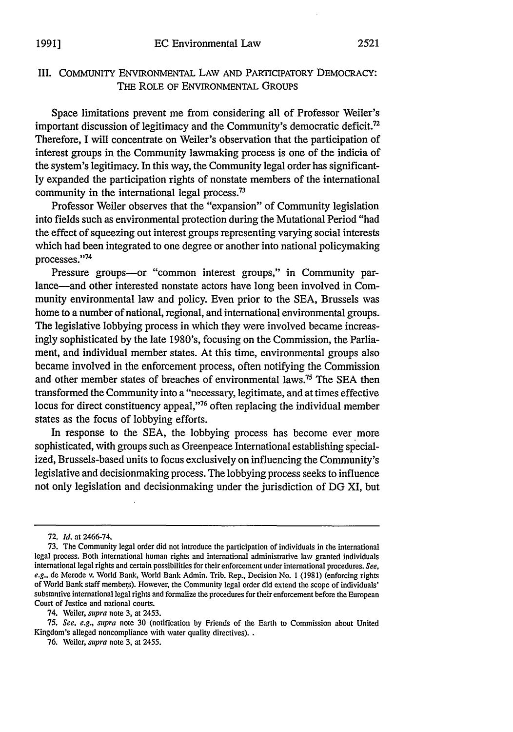## III. Community Environmental Law and Participatory Democracy: The Role of Environmental Groups

Space limitations prevent me from considering all of Professor Weiler's important discussion of legitimacy and the Community's democratic deficit.[72] Therefore, I will concentrate on Weiler's observation that the participation of interest groups in the Community lawmaking process is one of the indicia of the system's legitimacy. In this way, the Community legal order has significantly expanded the participation rights of nonstate members of the international community in the international legal process.[73]

Professor Weiler observes that the "expansion" of Community legislation into fields such as environmental protection during the Mutational Period "had the effect of squeezing out interest groups representing varying social interests which had been integrated to one degree or another into national policymaking processes."[74]

Pressure groups—or "common interest groups," in Community parlance—and other interested nonstate actors have long been involved in Community environmental law and policy. Even prior to the SEA, Brussels was home to a number of national, regional, and international environmental groups. The legislative lobbying process in which they were involved became increasingly sophisticated by the late 1980's, focusing on the Commission, the Parliament, and individual member states. At this time, environmental groups also became involved in the enforcement process, often notifying the Commission and other member states of breaches of environmental laws.[75] The SEA then transformed the Community into a "necessary, legitimate, and at times effective locus for direct constituency appeal,"[76] often replacing the individual member states as the focus of lobbying efforts.

In response to the SEA, the lobbying process has become ever more sophisticated, with groups such as Greenpeace International establishing specialized, Brussels-based units to focus exclusively on influencing the Community's legislative and decisionmaking process. The lobbying process seeks to influence not only legislation and decisionmaking under the jurisdiction of DG XI, but

---

72. *Id.* at 2466-74.

73. The Community legal order did not introduce the participation of individuals in the international legal process. Both international human rights and international administrative law granted individuals international legal rights and certain possibilities for their enforcement under international procedures. *See, e.g.*, de Merode v. World Bank, World Bank Admin. Trib. Rep., Decision No. 1 (1981) (enforcing rights of World Bank staff members). However, the Community legal order did extend the scope of individuals' substantive international legal rights and formalize the procedures for their enforcement before the European Court of Justice and national courts.

74. Weiler, *supra* note 3, at 2453.

75. *See, e.g.*, *supra* note 30 (notification by Friends of the Earth to Commission about United Kingdom's alleged noncompliance with water quality directives). .

76. Weiler, *supra* note 3, at 2455.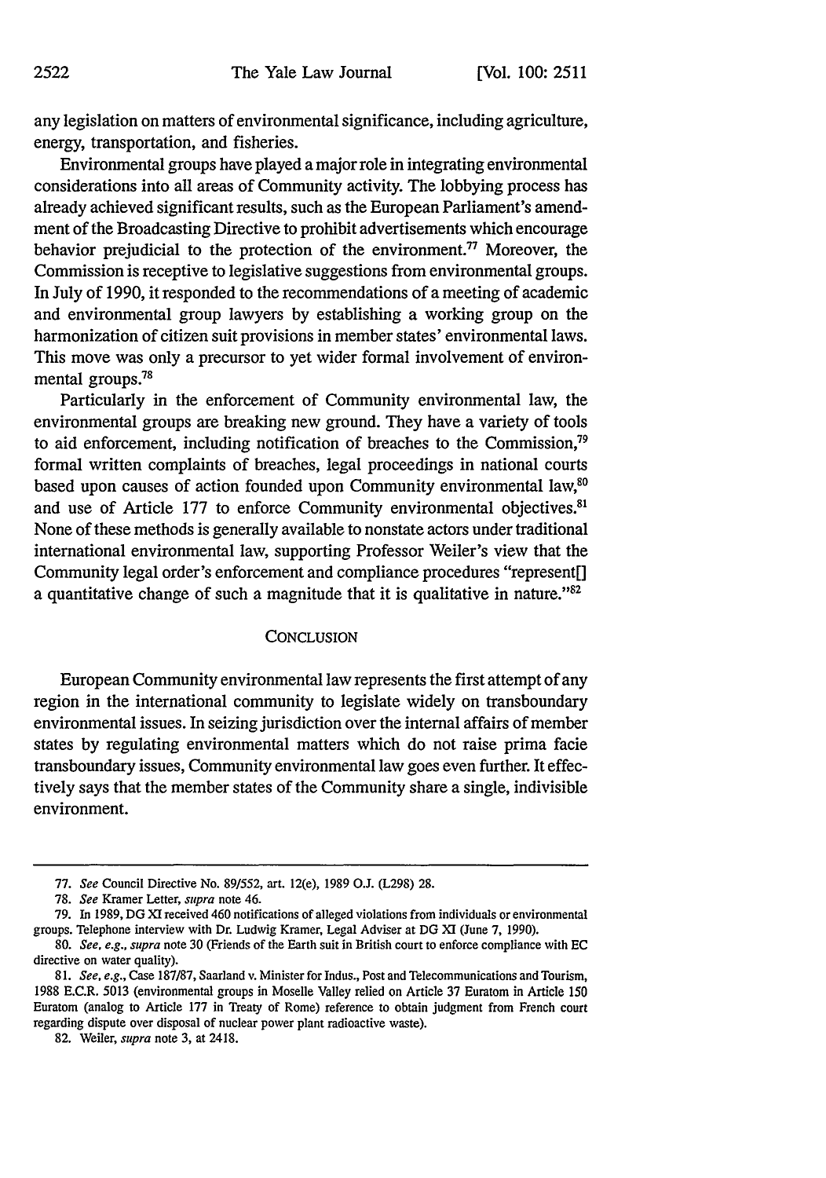any legislation on matters of environmental significance, including agriculture, energy, transportation, and fisheries.

Environmental groups have played a major role in integrating environmental considerations into all areas of Community activity. The lobbying process has already achieved significant results, such as the European Parliament's amendment of the Broadcasting Directive to prohibit advertisements which encourage behavior prejudicial to the protection of the environment.[77] Moreover, the Commission is receptive to legislative suggestions from environmental groups. In July of 1990, it responded to the recommendations of a meeting of academic and environmental group lawyers by establishing a working group on the harmonization of citizen suit provisions in member states' environmental laws. This move was only a precursor to yet wider formal involvement of environmental groups.[78]

Particularly in the enforcement of Community environmental law, the environmental groups are breaking new ground. They have a variety of tools to aid enforcement, including notification of breaches to the Commission,[79] formal written complaints of breaches, legal proceedings in national courts based upon causes of action founded upon Community environmental law,[80] and use of Article 177 to enforce Community environmental objectives.[81] None of these methods is generally available to nonstate actors under traditional international environmental law, supporting Professor Weiler's view that the Community legal order's enforcement and compliance procedures "represent[] a quantitative change of such a magnitude that it is qualitative in nature."[82]

## CONCLUSION

European Community environmental law represents the first attempt of any region in the international community to legislate widely on transboundary environmental issues. In seizing jurisdiction over the internal affairs of member states by regulating environmental matters which do not raise prima facie transboundary issues, Community environmental law goes even further. It effectively says that the member states of the Community share a single, indivisible environment.

---

77. *See* Council Directive No. 89/552, art. 12(e), 1989 O.J. (L298) 28.

78. *See* Kramer Letter, *supra* note 46.

79. In 1989, DG XI received 460 notifications of alleged violations from individuals or environmental groups. Telephone interview with Dr. Ludwig Kramer, Legal Adviser at DG XI (June 7, 1990).

80. *See, e.g., supra* note 30 (Friends of the Earth suit in British court to enforce compliance with EC directive on water quality).

81. *See, e.g.,* Case 187/87, Saarland v. Minister for Indus., Post and Telecommunications and Tourism, 1988 E.C.R. 5013 (environmental groups in Moselle Valley relied on Article 37 Euratom in Article 150 Euratom (analog to Article 177 in Treaty of Rome) reference to obtain judgment from French court regarding dispute over disposal of nuclear power plant radioactive waste).

82. Weiler, *supra* note 3, at 2418.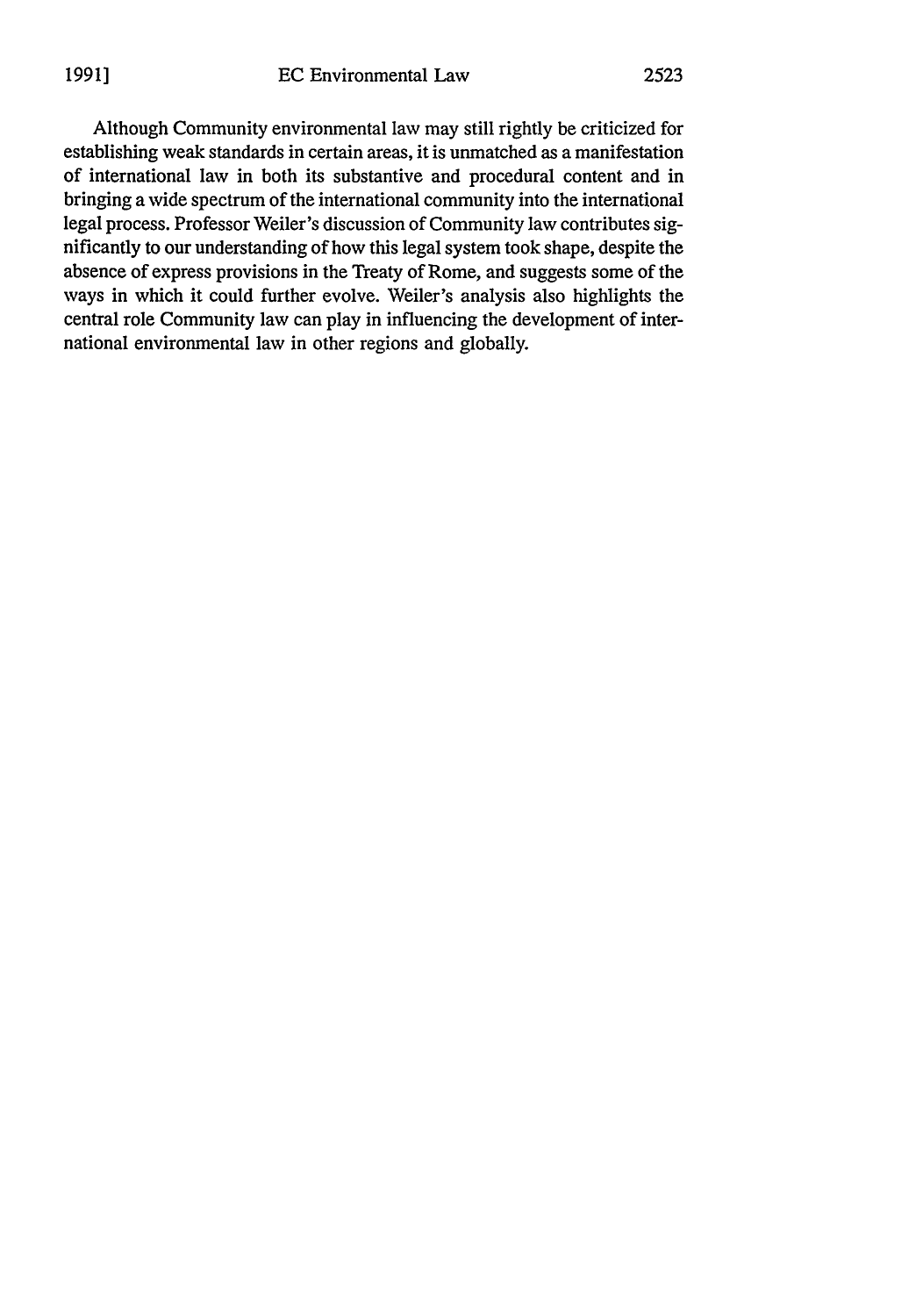Although Community environmental law may still rightly be criticized for establishing weak standards in certain areas, it is unmatched as a manifestation of international law in both its substantive and procedural content and in bringing a wide spectrum of the international community into the international legal process. Professor Weiler's discussion of Community law contributes significantly to our understanding of how this legal system took shape, despite the absence of express provisions in the Treaty of Rome, and suggests some of the ways in which it could further evolve. Weiler's analysis also highlights the central role Community law can play in influencing the development of international environmental law in other regions and globally.